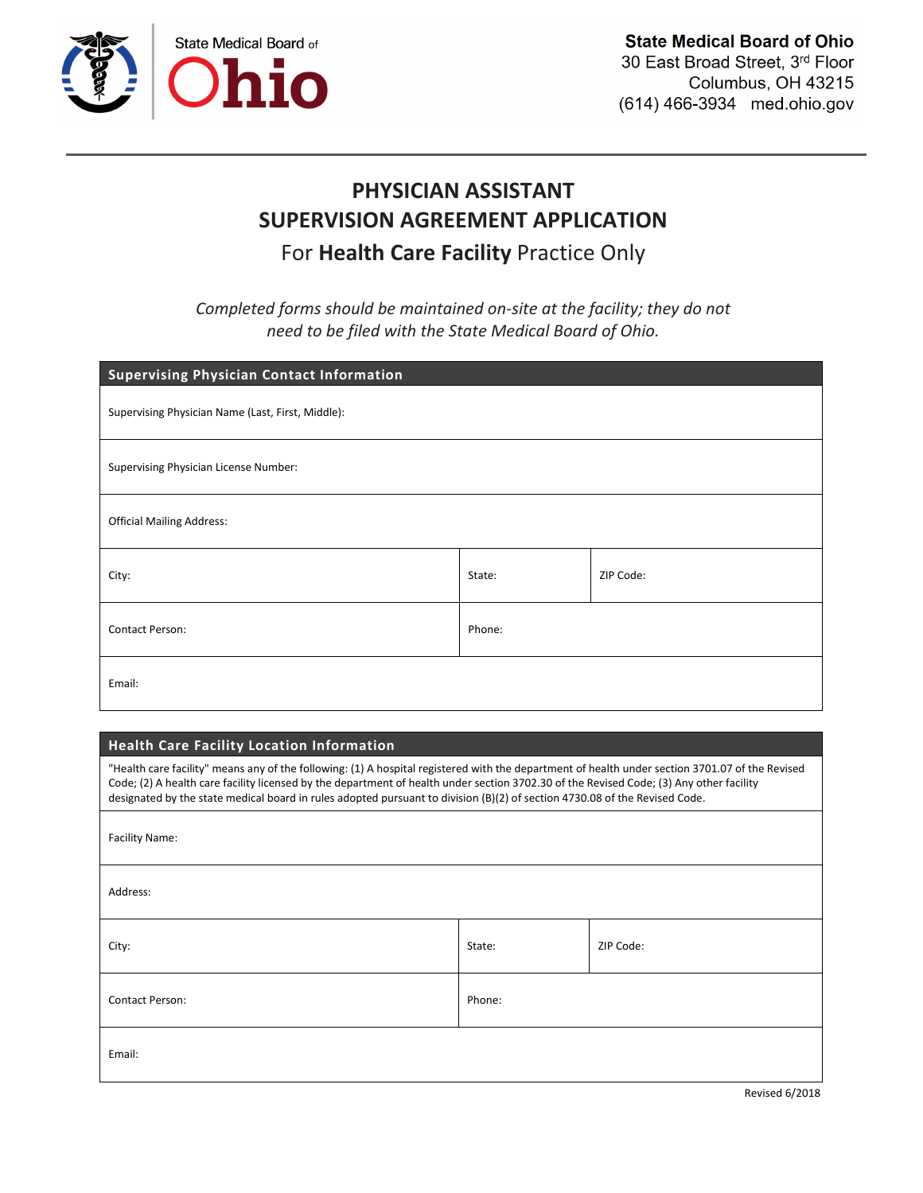State Medical Board of Ohio

**State Medical Board of Ohio**
30 East Broad Street, 3rd Floor
Columbus, OH 43215
(614) 466-3934 med.ohio.gov

# PHYSICIAN ASSISTANT
# SUPERVISION AGREEMENT APPLICATION
## For **Health Care Facility** Practice Only

*Completed forms should be maintained on-site at the facility; they do not need to be filed with the State Medical Board of Ohio.*

| **Supervising Physician Contact Information** | | |
|---|---|---|
| Supervising Physician Name (Last, First, Middle): | | |
| Supervising Physician License Number: | | |
| Official Mailing Address: | | |
| City: | State: | ZIP Code: |
| Contact Person: | Phone: | |
| Email: | | |

| **Health Care Facility Location Information** | | |
|---|---|---|
| "Health care facility" means any of the following: (1) A hospital registered with the department of health under section 3701.07 of the Revised Code; (2) A health care facility licensed by the department of health under section 3702.30 of the Revised Code; (3) Any other facility designated by the state medical board in rules adopted pursuant to division (B)(2) of section 4730.08 of the Revised Code. | | |
| Facility Name: | | |
| Address: | | |
| City: | State: | ZIP Code: |
| Contact Person: | Phone: | |
| Email: | | |

Revised 6/2018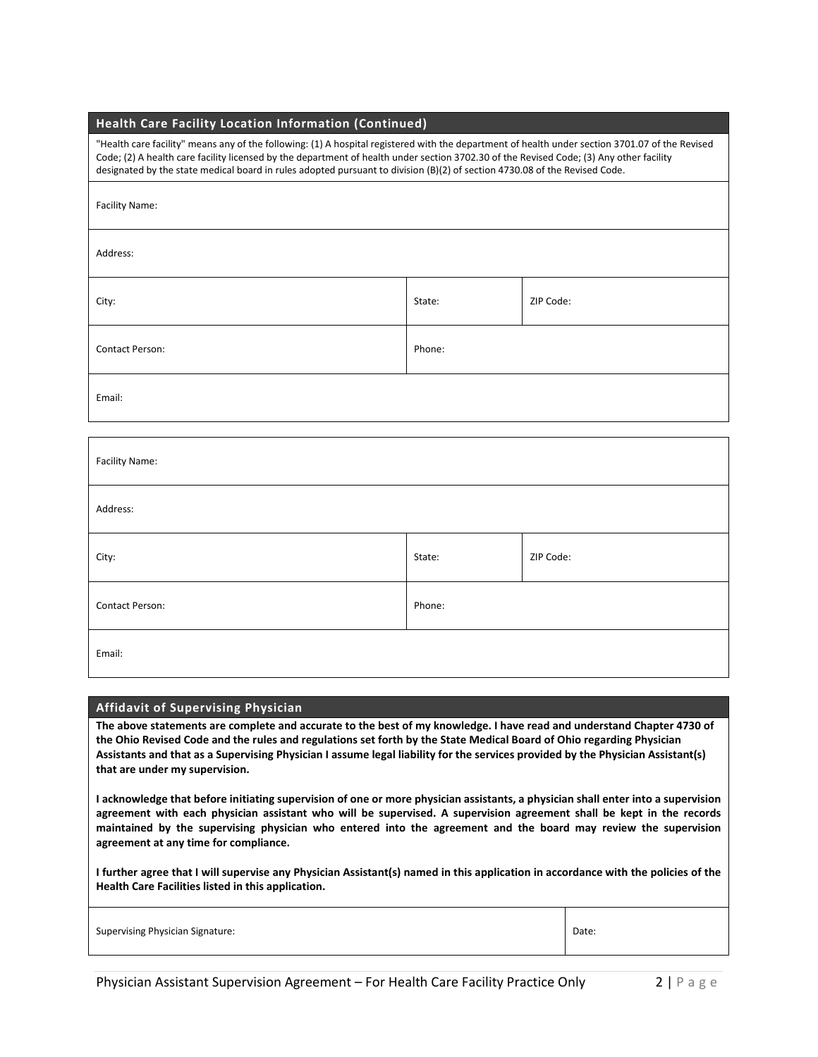## Health Care Facility Location Information (Continued)

"Health care facility" means any of the following: (1) A hospital registered with the department of health under section 3701.07 of the Revised Code; (2) A health care facility licensed by the department of health under section 3702.30 of the Revised Code; (3) Any other facility designated by the state medical board in rules adopted pursuant to division (B)(2) of section 4730.08 of the Revised Code.

| Facility Name: | | |
|---|---|---|
| Address: | | |
| City: | State: | ZIP Code: |
| Contact Person: | Phone: | |
| Email: | | |

| Facility Name: | | |
|---|---|---|
| Address: | | |
| City: | State: | ZIP Code: |
| Contact Person: | Phone: | |
| Email: | | |

## Affidavit of Supervising Physician

**The above statements are complete and accurate to the best of my knowledge. I have read and understand Chapter 4730 of the Ohio Revised Code and the rules and regulations set forth by the State Medical Board of Ohio regarding Physician Assistants and that as a Supervising Physician I assume legal liability for the services provided by the Physician Assistant(s) that are under my supervision.**

**I acknowledge that before initiating supervision of one or more physician assistants, a physician shall enter into a supervision agreement with each physician assistant who will be supervised. A supervision agreement shall be kept in the records maintained by the supervising physician who entered into the agreement and the board may review the supervision agreement at any time for compliance.**

**I further agree that I will supervise any Physician Assistant(s) named in this application in accordance with the policies of the Health Care Facilities listed in this application.**

| Supervising Physician Signature: | Date: |
|---|---|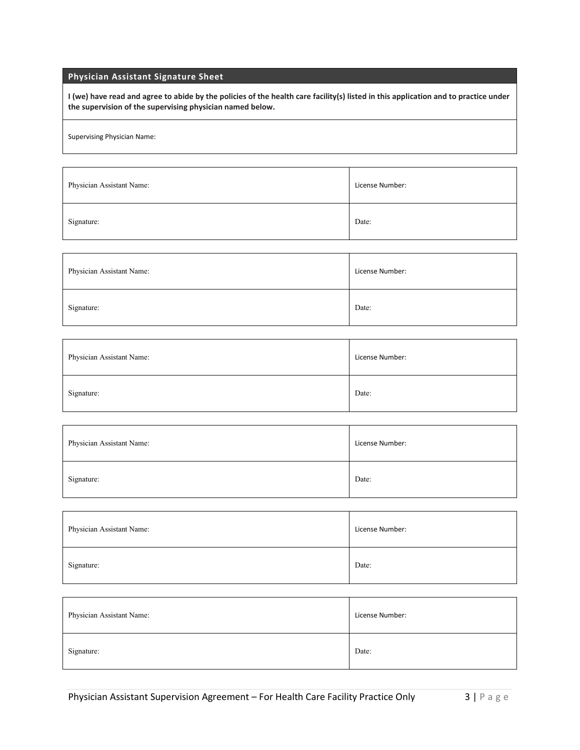## Physician Assistant Signature Sheet

**I (we) have read and agree to abide by the policies of the health care facility(s) listed in this application and to practice under the supervision of the supervising physician named below.**

Supervising Physician Name:

| | |
|---|---|
| Physician Assistant Name: | License Number: |
| Signature: | Date: |

| | |
|---|---|
| Physician Assistant Name: | License Number: |
| Signature: | Date: |

| | |
|---|---|
| Physician Assistant Name: | License Number: |
| Signature: | Date: |

| | |
|---|---|
| Physician Assistant Name: | License Number: |
| Signature: | Date: |

| | |
|---|---|
| Physician Assistant Name: | License Number: |
| Signature: | Date: |

| | |
|---|---|
| Physician Assistant Name: | License Number: |
| Signature: | Date: |